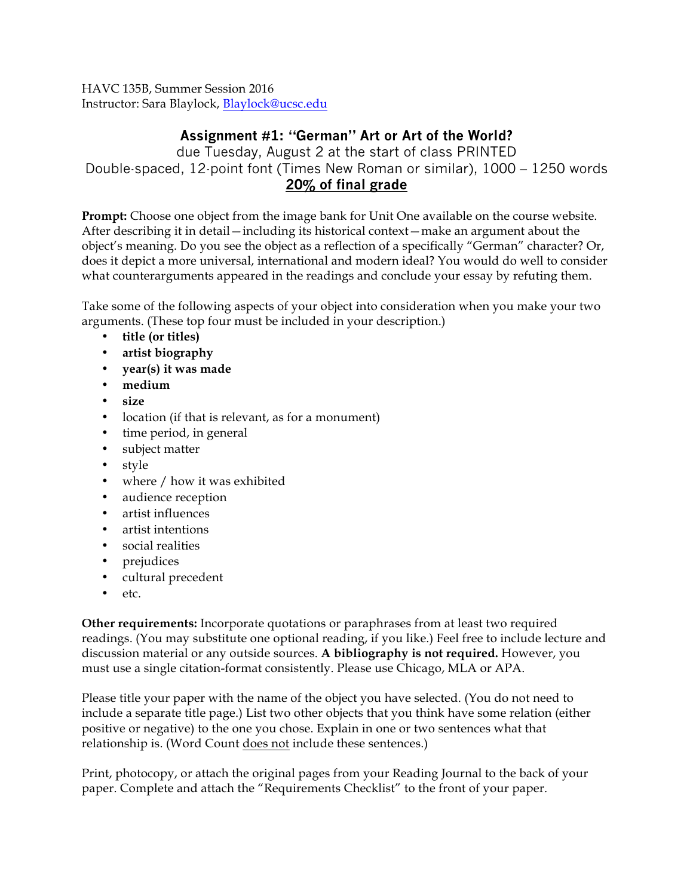HAVC 135B, Summer Session 2016
Instructor: Sara Blaylock, Blaylock@ucsc.edu

## Assignment #1: "German" Art or Art of the World?

due Tuesday, August 2 at the start of class PRINTED
Double-spaced, 12-point font (Times New Roman or similar), 1000 – 1250 words
**20% of final grade**

**Prompt:** Choose one object from the image bank for Unit One available on the course website. After describing it in detail—including its historical context—make an argument about the object's meaning. Do you see the object as a reflection of a specifically "German" character? Or, does it depict a more universal, international and modern ideal? You would do well to consider what counterarguments appeared in the readings and conclude your essay by refuting them.

Take some of the following aspects of your object into consideration when you make your two arguments. (These top four must be included in your description.)

- **title (or titles)**
- **artist biography**
- **year(s) it was made**
- **medium**
- **size**
- location (if that is relevant, as for a monument)
- time period, in general
- subject matter
- style
- where / how it was exhibited
- audience reception
- artist influences
- artist intentions
- social realities
- prejudices
- cultural precedent
- etc.

**Other requirements:** Incorporate quotations or paraphrases from at least two required readings. (You may substitute one optional reading, if you like.) Feel free to include lecture and discussion material or any outside sources. **A bibliography is not required.** However, you must use a single citation-format consistently. Please use Chicago, MLA or APA.

Please title your paper with the name of the object you have selected. (You do not need to include a separate title page.) List two other objects that you think have some relation (either positive or negative) to the one you chose. Explain in one or two sentences what that relationship is. (Word Count does not include these sentences.)

Print, photocopy, or attach the original pages from your Reading Journal to the back of your paper. Complete and attach the "Requirements Checklist" to the front of your paper.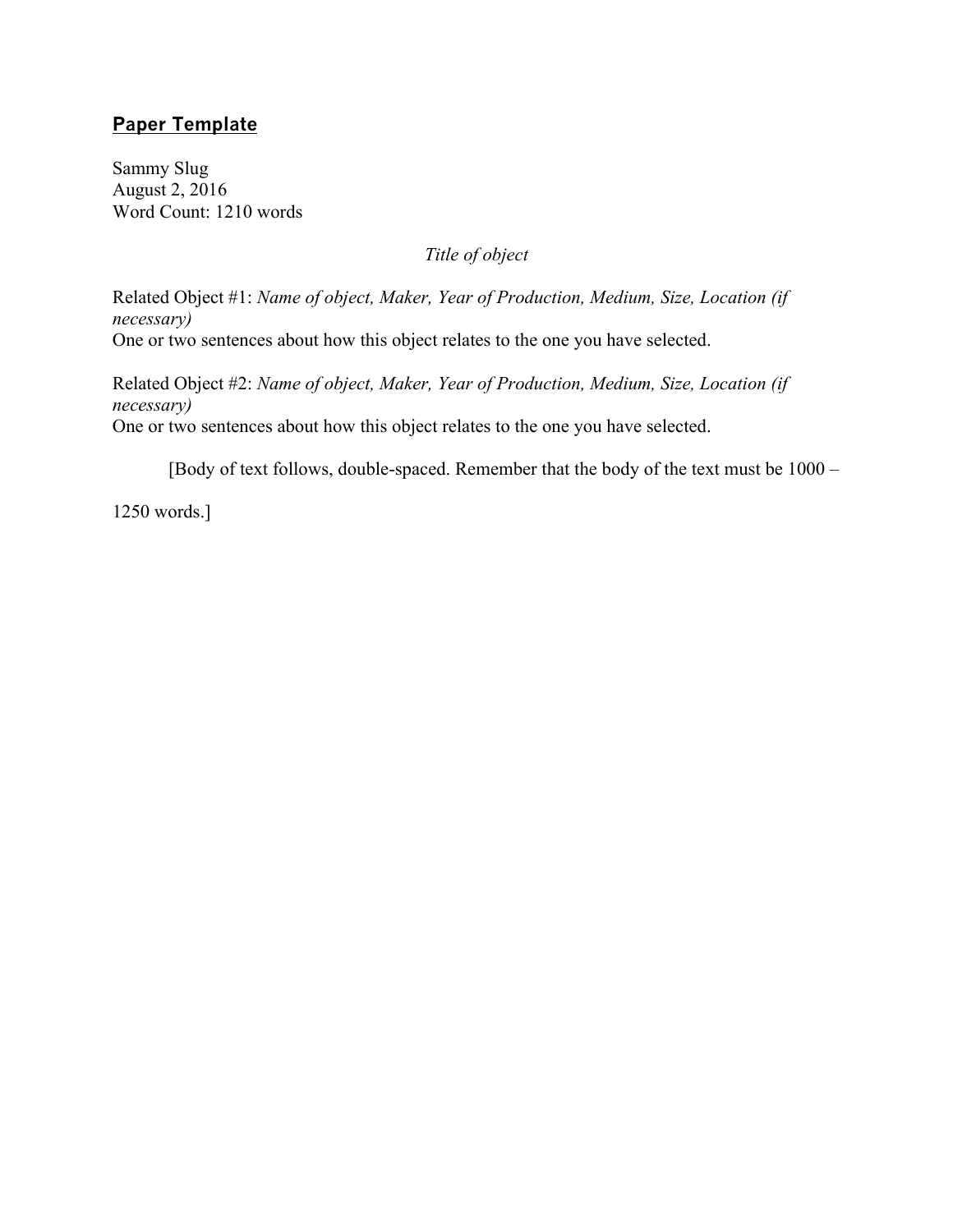## Paper Template

Sammy Slug
August 2, 2016
Word Count: 1210 words

*Title of object*

Related Object #1: *Name of object, Maker, Year of Production, Medium, Size, Location (if necessary)*
One or two sentences about how this object relates to the one you have selected.

Related Object #2: *Name of object, Maker, Year of Production, Medium, Size, Location (if necessary)*
One or two sentences about how this object relates to the one you have selected.

[Body of text follows, double-spaced. Remember that the body of the text must be 1000 – 1250 words.]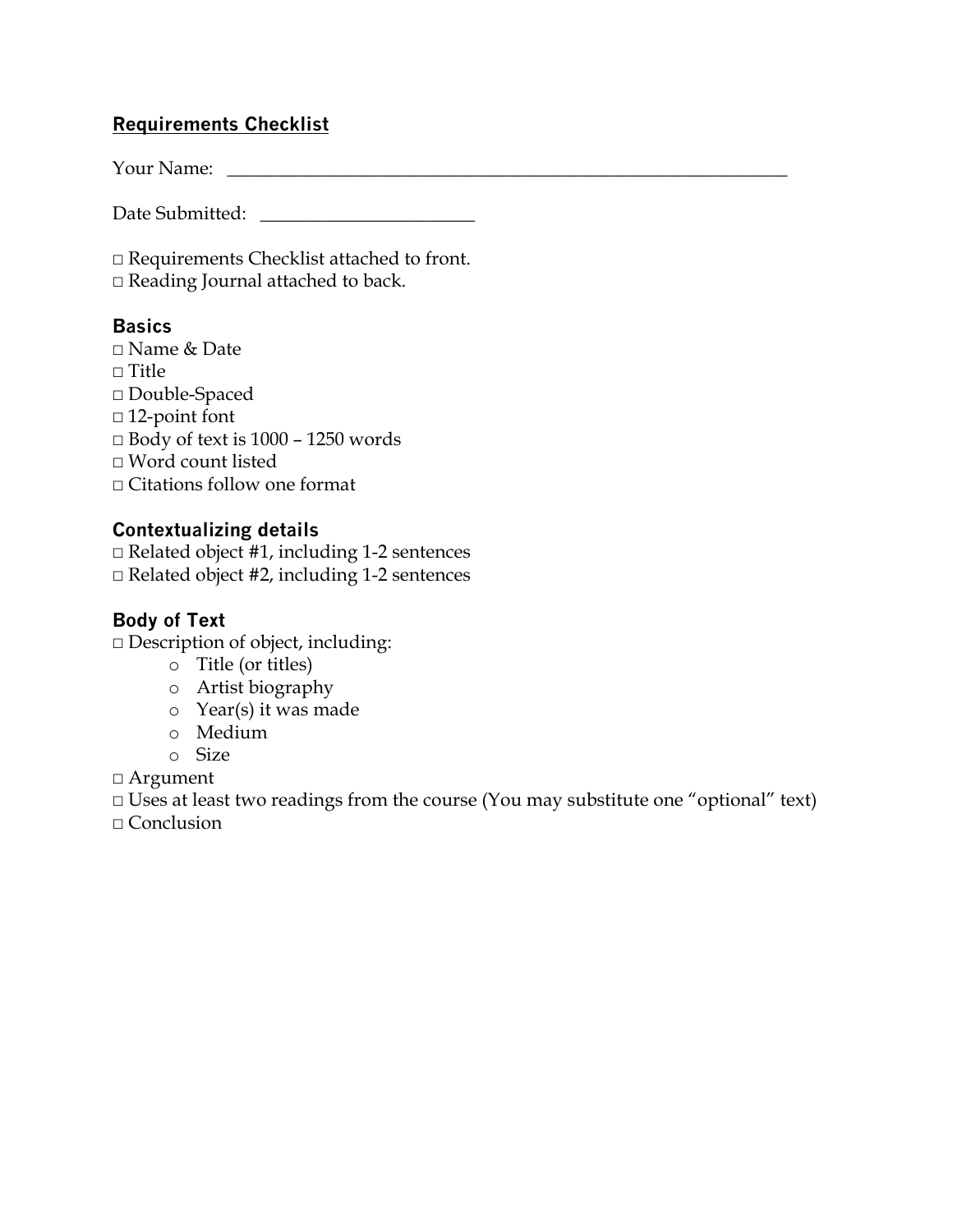## Requirements Checklist

Your Name: ______________________________________________________________

Date Submitted: ______________________

□ Requirements Checklist attached to front.
□ Reading Journal attached to back.

### Basics

□ Name & Date
□ Title
□ Double-Spaced
□ 12-point font
□ Body of text is 1000 – 1250 words
□ Word count listed
□ Citations follow one format

### Contextualizing details

□ Related object #1, including 1-2 sentences
□ Related object #2, including 1-2 sentences

### Body of Text

□ Description of object, including:

- Title (or titles)
- Artist biography
- Year(s) it was made
- Medium
- Size

□ Argument
□ Uses at least two readings from the course (You may substitute one "optional" text)
□ Conclusion